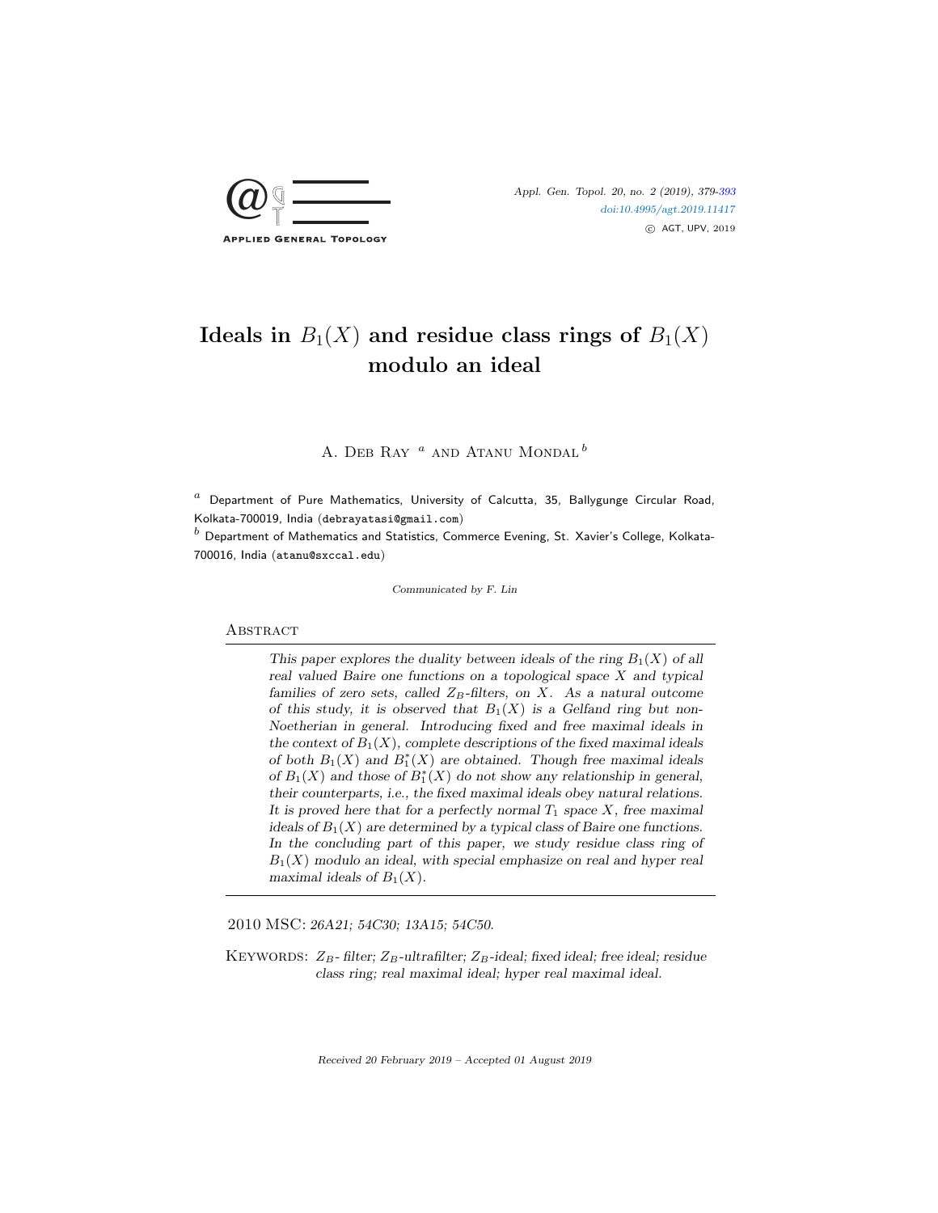# Ideals in $B_1(X)$ and residue class rings of $B_1(X)$ modulo an ideal

A. Deb Ray [a] and Atanu Mondal [b]

[a] Department of Pure Mathematics, University of Calcutta, 35, Ballygunge Circular Road, Kolkata-700019, India (debrayatasi@gmail.com)

[b] Department of Mathematics and Statistics, Commerce Evening, St. Xavier's College, Kolkata-700016, India (atanu@sxccal.edu)

*Communicated by F. Lin*

## Abstract

*This paper explores the duality between ideals of the ring $B_1(X)$ of all real valued Baire one functions on a topological space $X$ and typical families of zero sets, called $Z_B$-filters, on $X$. As a natural outcome of this study, it is observed that $B_1(X)$ is a Gelfand ring but non-Noetherian in general. Introducing fixed and free maximal ideals in the context of $B_1(X)$, complete descriptions of the fixed maximal ideals of both $B_1(X)$ and $B_1^*(X)$ are obtained. Though free maximal ideals of $B_1(X)$ and those of $B_1^*(X)$ do not show any relationship in general, their counterparts, i.e., the fixed maximal ideals obey natural relations. It is proved here that for a perfectly normal $T_1$ space $X$, free maximal ideals of $B_1(X)$ are determined by a typical class of Baire one functions. In the concluding part of this paper, we study residue class ring of $B_1(X)$ modulo an ideal, with special emphasize on real and hyper real maximal ideals of $B_1(X)$.*

2010 MSC: *26A21; 54C30; 13A15; 54C50.*

Keywords: *$Z_B$- filter; $Z_B$-ultrafilter; $Z_B$-ideal; fixed ideal; free ideal; residue class ring; real maximal ideal; hyper real maximal ideal.*

*Received 20 February 2019 – Accepted 01 August 2019*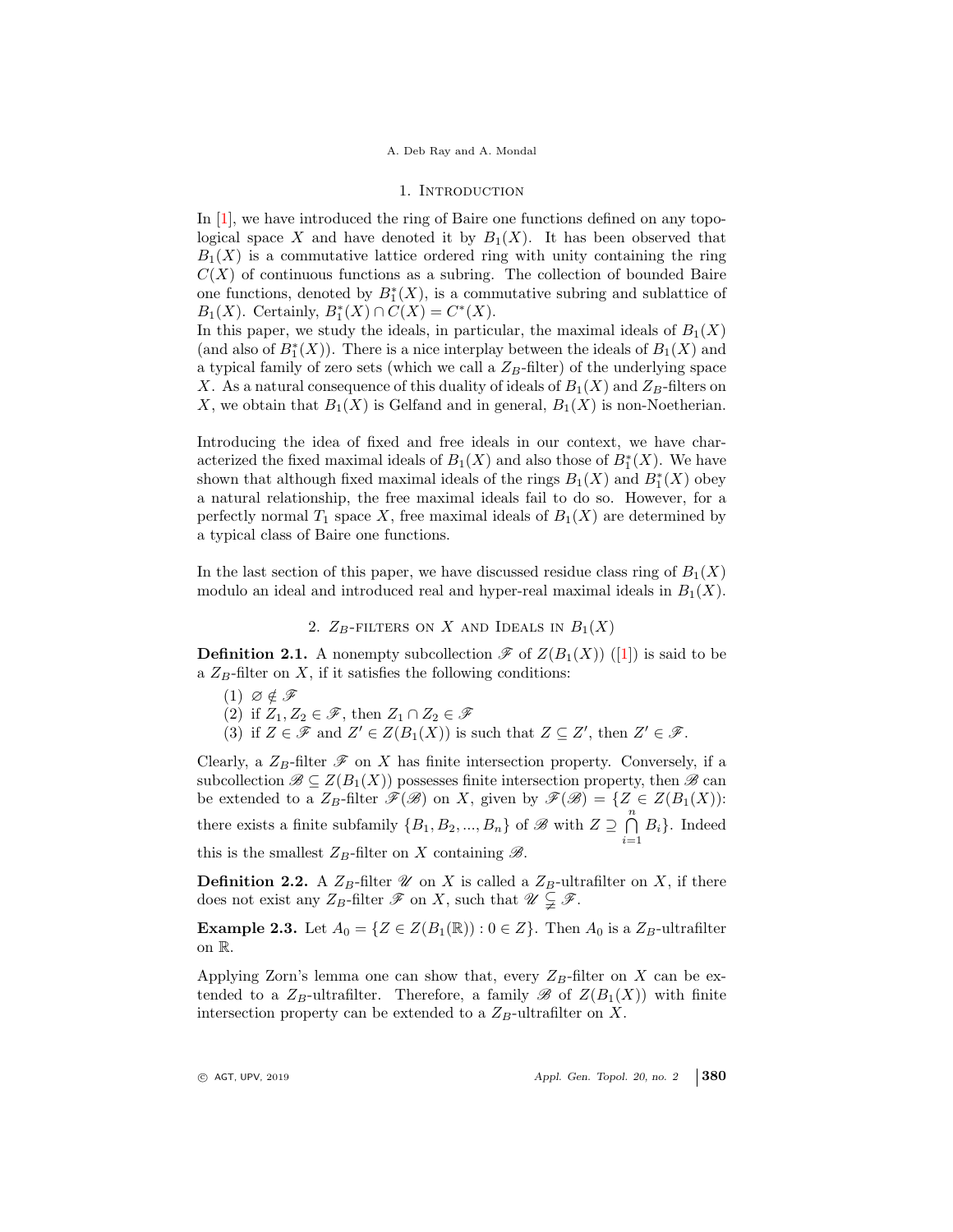## 1. Introduction

In [1], we have introduced the ring of Baire one functions defined on any topological space $X$ and have denoted it by $B_1(X)$. It has been observed that $B_1(X)$ is a commutative lattice ordered ring with unity containing the ring $C(X)$ of continuous functions as a subring. The collection of bounded Baire one functions, denoted by $B_1^*(X)$, is a commutative subring and sublattice of $B_1(X)$. Certainly, $B_1^*(X) \cap C(X) = C^*(X)$.

In this paper, we study the ideals, in particular, the maximal ideals of $B_1(X)$ (and also of $B_1^*(X)$). There is a nice interplay between the ideals of $B_1(X)$ and a typical family of zero sets (which we call a $Z_B$-filter) of the underlying space $X$. As a natural consequence of this duality of ideals of $B_1(X)$ and $Z_B$-filters on $X$, we obtain that $B_1(X)$ is Gelfand and in general, $B_1(X)$ is non-Noetherian.

Introducing the idea of fixed and free ideals in our context, we have characterized the fixed maximal ideals of $B_1(X)$ and also those of $B_1^*(X)$. We have shown that although fixed maximal ideals of the rings $B_1(X)$ and $B_1^*(X)$ obey a natural relationship, the free maximal ideals fail to do so. However, for a perfectly normal $T_1$ space $X$, free maximal ideals of $B_1(X)$ are determined by a typical class of Baire one functions.

In the last section of this paper, we have discussed residue class ring of $B_1(X)$ modulo an ideal and introduced real and hyper-real maximal ideals in $B_1(X)$.

## 2. $Z_B$-filters on $X$ and Ideals in $B_1(X)$

**Definition 2.1.** A nonempty subcollection $\mathscr{F}$ of $Z(B_1(X))$ ([1]) is said to be a $Z_B$-filter on $X$, if it satisfies the following conditions:

(1) $\varnothing \notin \mathscr{F}$
(2) if $Z_1, Z_2 \in \mathscr{F}$, then $Z_1 \cap Z_2 \in \mathscr{F}$
(3) if $Z \in \mathscr{F}$ and $Z' \in Z(B_1(X))$ is such that $Z \subseteq Z'$, then $Z' \in \mathscr{F}$.

Clearly, a $Z_B$-filter $\mathscr{F}$ on $X$ has finite intersection property. Conversely, if a subcollection $\mathscr{B} \subseteq Z(B_1(X))$ possesses finite intersection property, then $\mathscr{B}$ can be extended to a $Z_B$-filter $\mathscr{F}(\mathscr{B})$ on $X$, given by $\mathscr{F}(\mathscr{B}) = \{Z \in Z(B_1(X))$: there exists a finite subfamily $\{B_1, B_2, ..., B_n\}$ of $\mathscr{B}$ with $Z \supseteq \bigcap_{i=1}^{n} B_i\}$. Indeed this is the smallest $Z_B$-filter on $X$ containing $\mathscr{B}$.

**Definition 2.2.** A $Z_B$-filter $\mathscr{U}$ on $X$ is called a $Z_B$-ultrafilter on $X$, if there does not exist any $Z_B$-filter $\mathscr{F}$ on $X$, such that $\mathscr{U} \subsetneqq \mathscr{F}$.

**Example 2.3.** Let $A_0 = \{Z \in Z(B_1(\mathbb{R})) : 0 \in Z\}$. Then $A_0$ is a $Z_B$-ultrafilter on $\mathbb{R}$.

Applying Zorn's lemma one can show that, every $Z_B$-filter on $X$ can be extended to a $Z_B$-ultrafilter. Therefore, a family $\mathscr{B}$ of $Z(B_1(X))$ with finite intersection property can be extended to a $Z_B$-ultrafilter on $X$.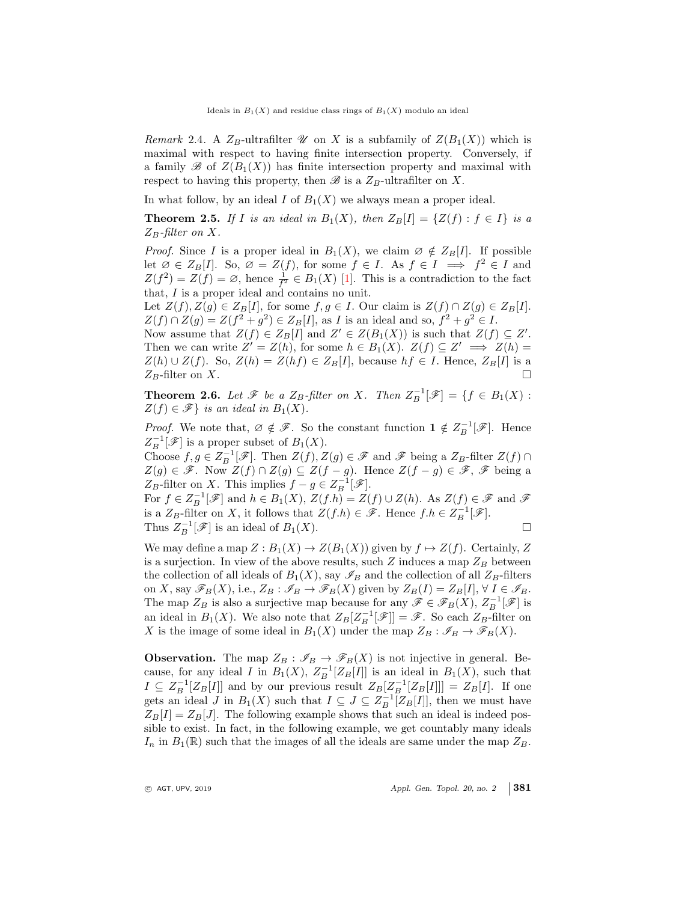*Remark* 2.4. A $Z_B$-ultrafilter $\mathscr{U}$ on $X$ is a subfamily of $Z(B_1(X))$ which is maximal with respect to having finite intersection property. Conversely, if a family $\mathscr{B}$ of $Z(B_1(X))$ has finite intersection property and maximal with respect to having this property, then $\mathscr{B}$ is a $Z_B$-ultrafilter on $X$.

In what follow, by an ideal $I$ of $B_1(X)$ we always mean a proper ideal.

**Theorem 2.5.** *If $I$ is an ideal in $B_1(X)$, then $Z_B[I] = \{Z(f) : f \in I\}$ is a $Z_B$-filter on $X$.*

*Proof.* Since $I$ is a proper ideal in $B_1(X)$, we claim $\varnothing \notin Z_B[I]$. If possible let $\varnothing \in Z_B[I]$. So, $\varnothing = Z(f)$, for some $f \in I$. As $f \in I \implies f^2 \in I$ and $Z(f^2) = Z(f) = \varnothing$, hence $\frac{1}{f^2} \in B_1(X)$ [1]. This is a contradiction to the fact that, $I$ is a proper ideal and contains no unit.
Let $Z(f), Z(g) \in Z_B[I]$, for some $f, g \in I$. Our claim is $Z(f) \cap Z(g) \in Z_B[I]$. $Z(f) \cap Z(g) = Z(f^2 + g^2) \in Z_B[I]$, as $I$ is an ideal and so, $f^2 + g^2 \in I$.
Now assume that $Z(f) \in Z_B[I]$ and $Z' \in Z(B_1(X))$ is such that $Z(f) \subseteq Z'$. Then we can write $Z' = Z(h)$, for some $h \in B_1(X)$. $Z(f) \subseteq Z' \implies Z(h) = Z(h) \cup Z(f)$. So, $Z(h) = Z(hf) \in Z_B[I]$, because $hf \in I$. Hence, $Z_B[I]$ is a $Z_B$-filter on $X$. $\square$

**Theorem 2.6.** *Let $\mathscr{F}$ be a $Z_B$-filter on $X$. Then $Z_B^{-1}[\mathscr{F}] = \{f \in B_1(X) : Z(f) \in \mathscr{F}\}$ is an ideal in $B_1(X)$.*

*Proof.* We note that, $\varnothing \notin \mathscr{F}$. So the constant function $\mathbf{1} \notin Z_B^{-1}[\mathscr{F}]$. Hence $Z_B^{-1}[\mathscr{F}]$ is a proper subset of $B_1(X)$.
Choose $f, g \in Z_B^{-1}[\mathscr{F}]$. Then $Z(f), Z(g) \in \mathscr{F}$ and $\mathscr{F}$ being a $Z_B$-filter $Z(f) \cap Z(g) \in \mathscr{F}$. Now $Z(f) \cap Z(g) \subseteq Z(f - g)$. Hence $Z(f - g) \in \mathscr{F}$, $\mathscr{F}$ being a $Z_B$-filter on $X$. This implies $f - g \in Z_B^{-1}[\mathscr{F}]$.
For $f \in Z_B^{-1}[\mathscr{F}]$ and $h \in B_1(X)$, $Z(f.h) = Z(f) \cup Z(h)$. As $Z(f) \in \mathscr{F}$ and $\mathscr{F}$ is a $Z_B$-filter on $X$, it follows that $Z(f.h) \in \mathscr{F}$. Hence $f.h \in Z_B^{-1}[\mathscr{F}]$.
Thus $Z_B^{-1}[\mathscr{F}]$ is an ideal of $B_1(X)$. $\square$

We may define a map $Z : B_1(X) \to Z(B_1(X))$ given by $f \mapsto Z(f)$. Certainly, $Z$ is a surjection. In view of the above results, such $Z$ induces a map $Z_B$ between the collection of all ideals of $B_1(X)$, say $\mathscr{I}_B$ and the collection of all $Z_B$-filters on $X$, say $\mathscr{F}_B(X)$, i.e., $Z_B : \mathscr{I}_B \to \mathscr{F}_B(X)$ given by $Z_B(I) = Z_B[I]$, $\forall\, I \in \mathscr{I}_B$. The map $Z_B$ is also a surjective map because for any $\mathscr{F} \in \mathscr{F}_B(X)$, $Z_B^{-1}[\mathscr{F}]$ is an ideal in $B_1(X)$. We also note that $Z_B[Z_B^{-1}[\mathscr{F}]] = \mathscr{F}$. So each $Z_B$-filter on $X$ is the image of some ideal in $B_1(X)$ under the map $Z_B : \mathscr{I}_B \to \mathscr{F}_B(X)$.

**Observation.** The map $Z_B : \mathscr{I}_B \to \mathscr{F}_B(X)$ is not injective in general. Because, for any ideal $I$ in $B_1(X)$, $Z_B^{-1}[Z_B[I]]$ is an ideal in $B_1(X)$, such that $I \subseteq Z_B^{-1}[Z_B[I]]$ and by our previous result $Z_B[Z_B^{-1}[Z_B[I]]] = Z_B[I]$. If one gets an ideal $J$ in $B_1(X)$ such that $I \subseteq J \subseteq Z_B^{-1}[Z_B[I]]$, then we must have $Z_B[I] = Z_B[J]$. The following example shows that such an ideal is indeed possible to exist. In fact, in the following example, we get countably many ideals $I_n$ in $B_1(\mathbb{R})$ such that the images of all the ideals are same under the map $Z_B$.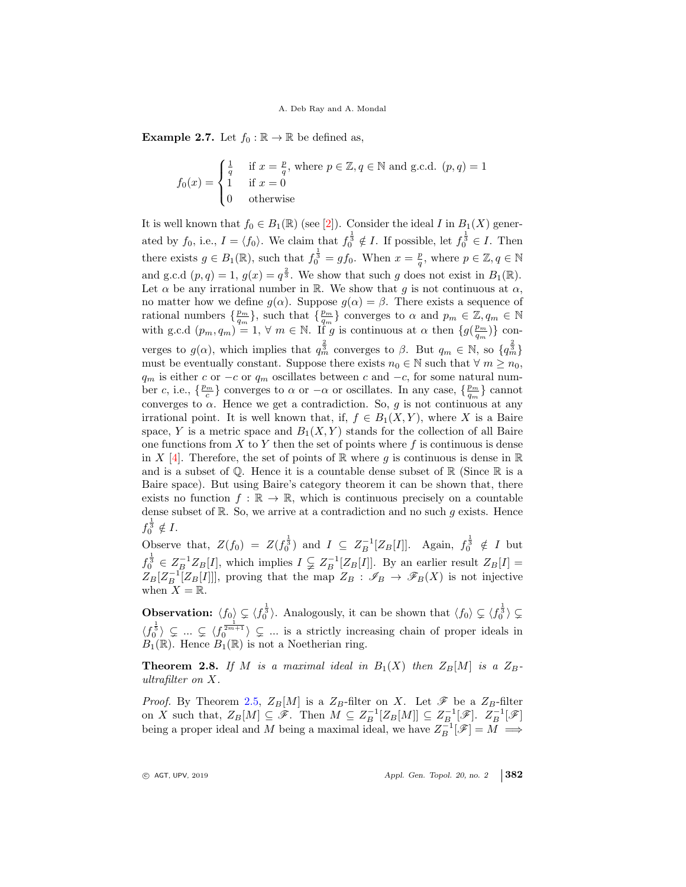**Example 2.7.** Let $f_0 : \mathbb{R} \to \mathbb{R}$ be defined as,

$$f_0(x) = \begin{cases} \frac{1}{q} & \text{if } x = \frac{p}{q}, \text{ where } p \in \mathbb{Z}, q \in \mathbb{N} \text{ and g.c.d. } (p,q) = 1 \\ 1 & \text{if } x = 0 \\ 0 & \text{otherwise} \end{cases}$$

It is well known that $f_0 \in B_1(\mathbb{R})$ (see [2]). Consider the ideal $I$ in $B_1(X)$ generated by $f_0$, i.e., $I = \langle f_0 \rangle$. We claim that $f_0^{\frac{1}{3}} \notin I$. If possible, let $f_0^{\frac{1}{3}} \in I$. Then there exists $g \in B_1(\mathbb{R})$, such that $f_0^{\frac{1}{3}} = gf_0$. When $x = \frac{p}{q}$, where $p \in \mathbb{Z}, q \in \mathbb{N}$ and g.c.d $(p,q) = 1$, $g(x) = q^{\frac{2}{3}}$. We show that such $g$ does not exist in $B_1(\mathbb{R})$. Let $\alpha$ be any irrational number in $\mathbb{R}$. We show that $g$ is not continuous at $\alpha$, no matter how we define $g(\alpha)$. Suppose $g(\alpha) = \beta$. There exists a sequence of rational numbers $\{\frac{p_m}{q_m}\}$, such that $\{\frac{p_m}{q_m}\}$ converges to $\alpha$ and $p_m \in \mathbb{Z}, q_m \in \mathbb{N}$ with g.c.d $(p_m, q_m) = 1$, $\forall\ m \in \mathbb{N}$. If $g$ is continuous at $\alpha$ then $\{g(\frac{p_m}{q_m})\}$ converges to $g(\alpha)$, which implies that $q_m^{\frac{2}{3}}$ converges to $\beta$. But $q_m \in \mathbb{N}$, so $\{q_m^{\frac{2}{3}}\}$ must be eventually constant. Suppose there exists $n_0 \in \mathbb{N}$ such that $\forall\ m \geq n_0$, $q_m$ is either $c$ or $-c$ or $q_m$ oscillates between $c$ and $-c$, for some natural number $c$, i.e., $\{\frac{p_m}{c}\}$ converges to $\alpha$ or $-\alpha$ or oscillates. In any case, $\{\frac{p_m}{q_m}\}$ cannot converges to $\alpha$. Hence we get a contradiction. So, $g$ is not continuous at any irrational point. It is well known that, if, $f \in B_1(X,Y)$, where $X$ is a Baire space, $Y$ is a metric space and $B_1(X,Y)$ stands for the collection of all Baire one functions from $X$ to $Y$ then the set of points where $f$ is continuous is dense in $X$ [4]. Therefore, the set of points of $\mathbb{R}$ where $g$ is continuous is dense in $\mathbb{R}$ and is a subset of $\mathbb{Q}$. Hence it is a countable dense subset of $\mathbb{R}$ (Since $\mathbb{R}$ is a Baire space). But using Baire's category theorem it can be shown that, there exists no function $f : \mathbb{R} \to \mathbb{R}$, which is continuous precisely on a countable dense subset of $\mathbb{R}$. So, we arrive at a contradiction and no such $g$ exists. Hence $f_0^{\frac{1}{3}} \notin I$.

Observe that, $Z(f_0) = Z(f_0^{\frac{1}{3}})$ and $I \subseteq Z_B^{-1}[Z_B[I]]$. Again, $f_0^{\frac{1}{3}} \notin I$ but $f_0^{\frac{1}{3}} \in Z_B^{-1}Z_B[I]$, which implies $I \subsetneqq Z_B^{-1}[Z_B[I]]$. By an earlier result $Z_B[I] = Z_B[Z_B^{-1}[Z_B[I]]]$, proving that the map $Z_B : \mathscr{I}_B \to \mathscr{F}_B(X)$ is not injective when $X = \mathbb{R}$.

**Observation:** $\langle f_0 \rangle \subsetneq \langle f_0^{\frac{1}{3}} \rangle$. Analogously, it can be shown that $\langle f_0 \rangle \subsetneq \langle f_0^{\frac{1}{3}} \rangle \subsetneq \langle f_0^{\frac{1}{5}} \rangle \subsetneq ... \subsetneq \langle f_0^{\frac{1}{2m+1}} \rangle \subsetneq ...$ is a strictly increasing chain of proper ideals in $B_1(\mathbb{R})$. Hence $B_1(\mathbb{R})$ is not a Noetherian ring.

**Theorem 2.8.** *If $M$ is a maximal ideal in $B_1(X)$ then $Z_B[M]$ is a $Z_B$-ultrafilter on $X$.*

*Proof.* By Theorem 2.5, $Z_B[M]$ is a $Z_B$-filter on $X$. Let $\mathscr{F}$ be a $Z_B$-filter on $X$ such that, $Z_B[M] \subseteq \mathscr{F}$. Then $M \subseteq Z_B^{-1}[Z_B[M]] \subseteq Z_B^{-1}[\mathscr{F}]$. $Z_B^{-1}[\mathscr{F}]$ being a proper ideal and $M$ being a maximal ideal, we have $Z_B^{-1}[\mathscr{F}] = M \implies$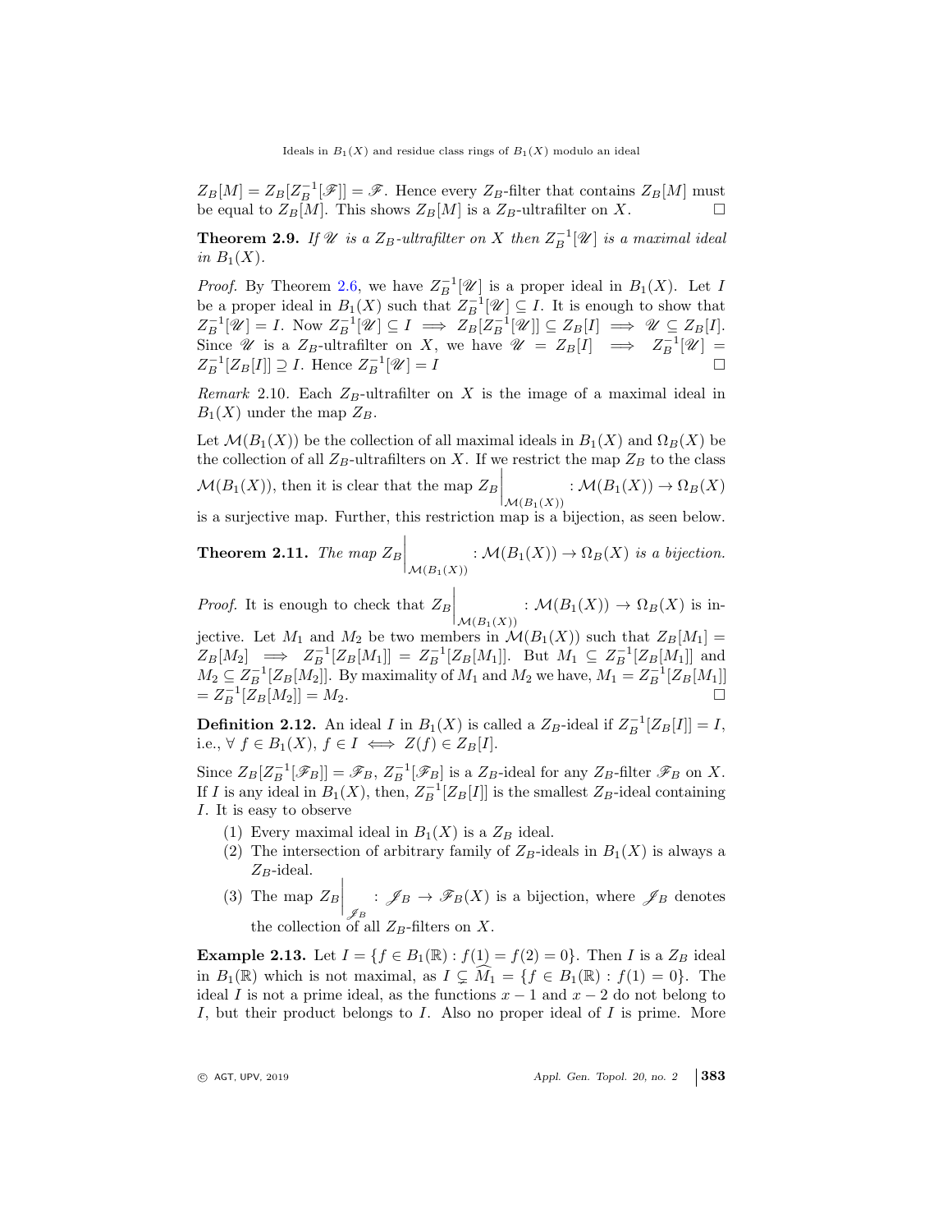$Z_B[M] = Z_B[Z_B^{-1}[\mathscr{F}]] = \mathscr{F}$. Hence every $Z_B$-filter that contains $Z_B[M]$ must be equal to $Z_B[M]$. This shows $Z_B[M]$ is a $Z_B$-ultrafilter on $X$. □

**Theorem 2.9.** *If $\mathscr{U}$ is a $Z_B$-ultrafilter on $X$ then $Z_B^{-1}[\mathscr{U}]$ is a maximal ideal in $B_1(X)$.*

*Proof.* By Theorem 2.6, we have $Z_B^{-1}[\mathscr{U}]$ is a proper ideal in $B_1(X)$. Let $I$ be a proper ideal in $B_1(X)$ such that $Z_B^{-1}[\mathscr{U}] \subseteq I$. It is enough to show that $Z_B^{-1}[\mathscr{U}] = I$. Now $Z_B^{-1}[\mathscr{U}] \subseteq I \implies Z_B[Z_B^{-1}[\mathscr{U}]] \subseteq Z_B[I] \implies \mathscr{U} \subseteq Z_B[I]$. Since $\mathscr{U}$ is a $Z_B$-ultrafilter on $X$, we have $\mathscr{U} = Z_B[I] \implies Z_B^{-1}[\mathscr{U}] = Z_B^{-1}[Z_B[I]] \supseteq I$. Hence $Z_B^{-1}[\mathscr{U}] = I$ □

*Remark* 2.10. Each $Z_B$-ultrafilter on $X$ is the image of a maximal ideal in $B_1(X)$ under the map $Z_B$.

Let $\mathcal{M}(B_1(X))$ be the collection of all maximal ideals in $B_1(X)$ and $\Omega_B(X)$ be the collection of all $Z_B$-ultrafilters on $X$. If we restrict the map $Z_B$ to the class $\mathcal{M}(B_1(X))$, then it is clear that the map $Z_B\Big|_{\mathcal{M}(B_1(X))} : \mathcal{M}(B_1(X)) \to \Omega_B(X)$ is a surjective map. Further, this restriction map is a bijection, as seen below.

**Theorem 2.11.** *The map $Z_B\Big|_{\mathcal{M}(B_1(X))} : \mathcal{M}(B_1(X)) \to \Omega_B(X)$ is a bijection.*

*Proof.* It is enough to check that $Z_B\Big|_{\mathcal{M}(B_1(X))} : \mathcal{M}(B_1(X)) \to \Omega_B(X)$ is injective. Let $M_1$ and $M_2$ be two members in $\mathcal{M}(B_1(X))$ such that $Z_B[M_1] = Z_B[M_2] \implies Z_B^{-1}[Z_B[M_1]] = Z_B^{-1}[Z_B[M_1]]$. But $M_1 \subseteq Z_B^{-1}[Z_B[M_1]]$ and $M_2 \subseteq Z_B^{-1}[Z_B[M_2]]$. By maximality of $M_1$ and $M_2$ we have, $M_1 = Z_B^{-1}[Z_B[M_1]] = Z_B^{-1}[Z_B[M_2]] = M_2$. □

**Definition 2.12.** An ideal $I$ in $B_1(X)$ is called a $Z_B$-ideal if $Z_B^{-1}[Z_B[I]] = I$, i.e., $\forall\ f \in B_1(X)$, $f \in I \iff Z(f) \in Z_B[I]$.

Since $Z_B[Z_B^{-1}[\mathscr{F}_B]] = \mathscr{F}_B$, $Z_B^{-1}[\mathscr{F}_B]$ is a $Z_B$-ideal for any $Z_B$-filter $\mathscr{F}_B$ on $X$. If $I$ is any ideal in $B_1(X)$, then, $Z_B^{-1}[Z_B[I]]$ is the smallest $Z_B$-ideal containing $I$. It is easy to observe

(1) Every maximal ideal in $B_1(X)$ is a $Z_B$ ideal.
(2) The intersection of arbitrary family of $Z_B$-ideals in $B_1(X)$ is always a $Z_B$-ideal.
(3) The map $Z_B\Big|_{\mathscr{J}_B} : \mathscr{J}_B \to \mathscr{F}_B(X)$ is a bijection, where $\mathscr{J}_B$ denotes the collection of all $Z_B$-filters on $X$.

**Example 2.13.** Let $I = \{f \in B_1(\mathbb{R}) : f(1) = f(2) = 0\}$. Then $I$ is a $Z_B$ ideal in $B_1(\mathbb{R})$ which is not maximal, as $I \subsetneq \widehat{M}_1 = \{f \in B_1(\mathbb{R}) : f(1) = 0\}$. The ideal $I$ is not a prime ideal, as the functions $x - 1$ and $x - 2$ do not belong to $I$, but their product belongs to $I$. Also no proper ideal of $I$ is prime. More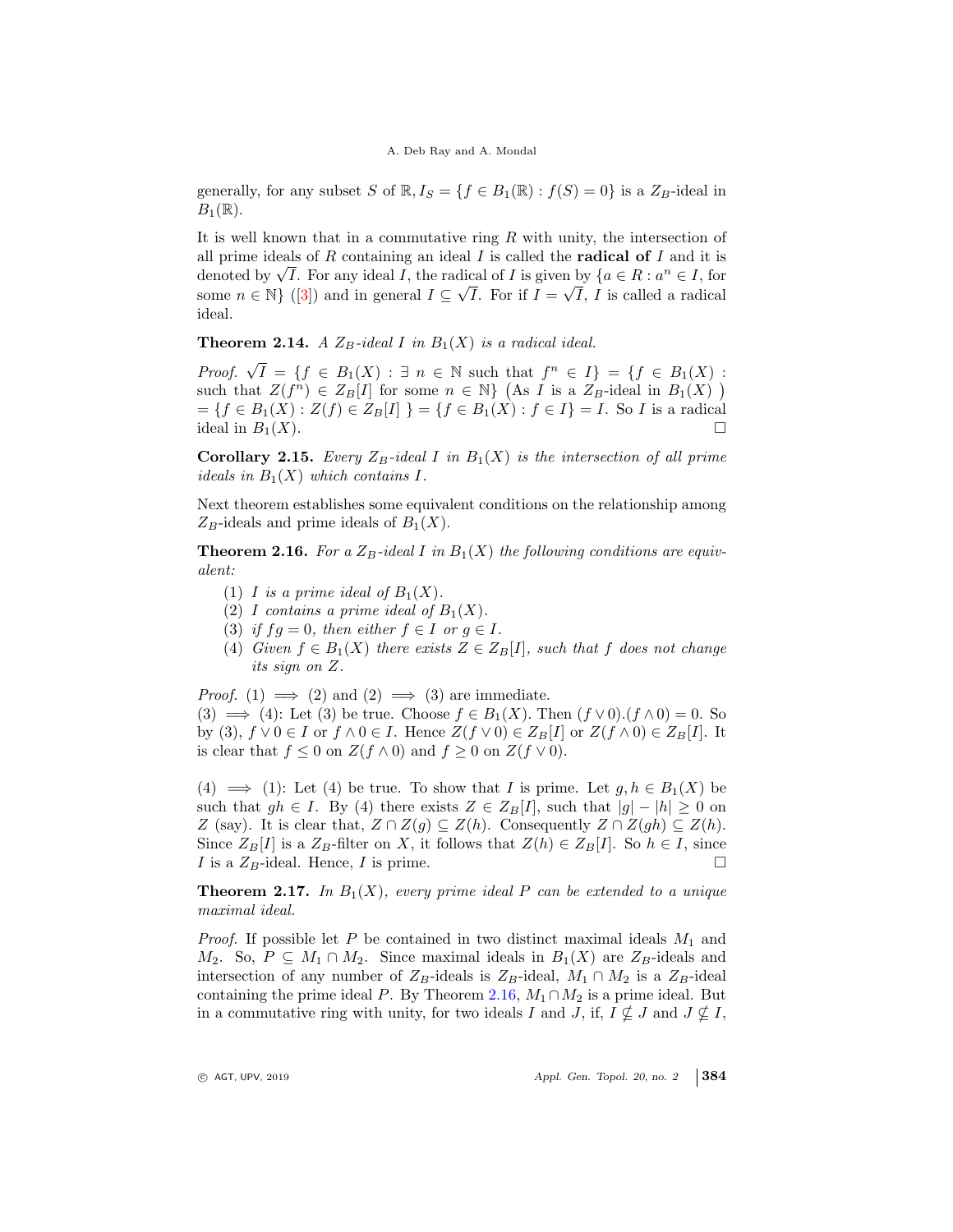generally, for any subset $S$ of $\mathbb{R}, I_S = \{f \in B_1(\mathbb{R}) : f(S) = 0\}$ is a $Z_B$-ideal in $B_1(\mathbb{R})$.

It is well known that in a commutative ring $R$ with unity, the intersection of all prime ideals of $R$ containing an ideal $I$ is called the **radical of** $I$ and it is denoted by $\sqrt{I}$. For any ideal $I$, the radical of $I$ is given by $\{a \in R : a^n \in I$, for some $n \in \mathbb{N}\}$ ([3]) and in general $I \subseteq \sqrt{I}$. For if $I = \sqrt{I}$, $I$ is called a radical ideal.

**Theorem 2.14.** *A $Z_B$-ideal $I$ in $B_1(X)$ is a radical ideal.*

*Proof.* $\sqrt{I} = \{f \in B_1(X) : \exists\ n \in \mathbb{N}$ such that $f^n \in I\} = \{f \in B_1(X)$ : such that $Z(f^n) \in Z_B[I]$ for some $n \in \mathbb{N}\}$ (As $I$ is a $Z_B$-ideal in $B_1(X)$ ) $= \{f \in B_1(X) : Z(f) \in Z_B[I]\ \} = \{f \in B_1(X) : f \in I\} = I$. So $I$ is a radical ideal in $B_1(X)$. □

**Corollary 2.15.** *Every $Z_B$-ideal $I$ in $B_1(X)$ is the intersection of all prime ideals in $B_1(X)$ which contains $I$.*

Next theorem establishes some equivalent conditions on the relationship among $Z_B$-ideals and prime ideals of $B_1(X)$.

**Theorem 2.16.** *For a $Z_B$-ideal $I$ in $B_1(X)$ the following conditions are equivalent:*

1. *$I$ is a prime ideal of $B_1(X)$.*
2. *$I$ contains a prime ideal of $B_1(X)$.*
3. *if $fg = 0$, then either $f \in I$ or $g \in I$.*
4. *Given $f \in B_1(X)$ there exists $Z \in Z_B[I]$, such that $f$ does not change its sign on $Z$.*

*Proof.* (1) $\implies$ (2) and (2) $\implies$ (3) are immediate.
(3) $\implies$ (4): Let (3) be true. Choose $f \in B_1(X)$. Then $(f \vee 0).(f \wedge 0) = 0$. So by (3), $f \vee 0 \in I$ or $f \wedge 0 \in I$. Hence $Z(f \vee 0) \in Z_B[I]$ or $Z(f \wedge 0) \in Z_B[I]$. It is clear that $f \leq 0$ on $Z(f \wedge 0)$ and $f \geq 0$ on $Z(f \vee 0)$.

(4) $\implies$ (1): Let (4) be true. To show that $I$ is prime. Let $g, h \in B_1(X)$ be such that $gh \in I$. By (4) there exists $Z \in Z_B[I]$, such that $|g| - |h| \geq 0$ on $Z$ (say). It is clear that, $Z \cap Z(g) \subseteq Z(h)$. Consequently $Z \cap Z(gh) \subseteq Z(h)$. Since $Z_B[I]$ is a $Z_B$-filter on $X$, it follows that $Z(h) \in Z_B[I]$. So $h \in I$, since $I$ is a $Z_B$-ideal. Hence, $I$ is prime. □

**Theorem 2.17.** *In $B_1(X)$, every prime ideal $P$ can be extended to a unique maximal ideal.*

*Proof.* If possible let $P$ be contained in two distinct maximal ideals $M_1$ and $M_2$. So, $P \subseteq M_1 \cap M_2$. Since maximal ideals in $B_1(X)$ are $Z_B$-ideals and intersection of any number of $Z_B$-ideals is $Z_B$-ideal, $M_1 \cap M_2$ is a $Z_B$-ideal containing the prime ideal $P$. By Theorem 2.16, $M_1 \cap M_2$ is a prime ideal. But in a commutative ring with unity, for two ideals $I$ and $J$, if, $I \nsubseteq J$ and $J \nsubseteq I$,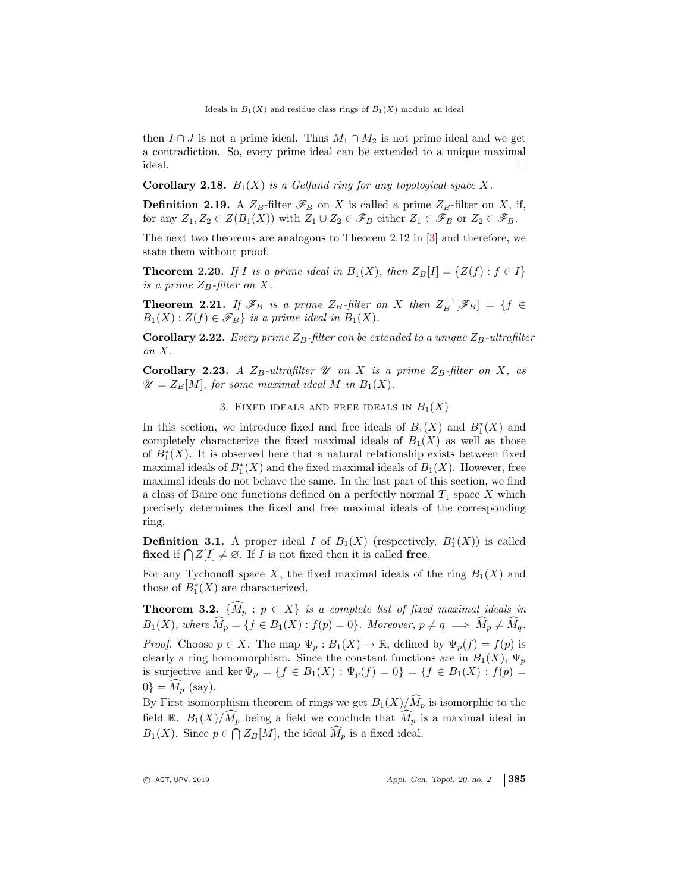then $I \cap J$ is not a prime ideal. Thus $M_1 \cap M_2$ is not prime ideal and we get a contradiction. So, every prime ideal can be extended to a unique maximal ideal. $\square$

**Corollary 2.18.** *$B_1(X)$ is a Gelfand ring for any topological space $X$.*

**Definition 2.19.** A $Z_B$-filter $\mathscr{F}_B$ on $X$ is called a prime $Z_B$-filter on $X$, if, for any $Z_1, Z_2 \in Z(B_1(X))$ with $Z_1 \cup Z_2 \in \mathscr{F}_B$ either $Z_1 \in \mathscr{F}_B$ or $Z_2 \in \mathscr{F}_B$.

The next two theorems are analogous to Theorem 2.12 in [3] and therefore, we state them without proof.

**Theorem 2.20.** *If $I$ is a prime ideal in $B_1(X)$, then $Z_B[I] = \{Z(f) : f \in I\}$ is a prime $Z_B$-filter on $X$.*

**Theorem 2.21.** *If $\mathscr{F}_B$ is a prime $Z_B$-filter on $X$ then $Z_B^{-1}[\mathscr{F}_B] = \{f \in B_1(X) : Z(f) \in \mathscr{F}_B\}$ is a prime ideal in $B_1(X)$.*

**Corollary 2.22.** *Every prime $Z_B$-filter can be extended to a unique $Z_B$-ultrafilter on $X$.*

**Corollary 2.23.** *A $Z_B$-ultrafilter $\mathscr{U}$ on $X$ is a prime $Z_B$-filter on $X$, as $\mathscr{U} = Z_B[M]$, for some maximal ideal $M$ in $B_1(X)$.*

## 3. Fixed ideals and free ideals in $B_1(X)$

In this section, we introduce fixed and free ideals of $B_1(X)$ and $B_1^*(X)$ and completely characterize the fixed maximal ideals of $B_1(X)$ as well as those of $B_1^*(X)$. It is observed here that a natural relationship exists between fixed maximal ideals of $B_1^*(X)$ and the fixed maximal ideals of $B_1(X)$. However, free maximal ideals do not behave the same. In the last part of this section, we find a class of Baire one functions defined on a perfectly normal $T_1$ space $X$ which precisely determines the fixed and free maximal ideals of the corresponding ring.

**Definition 3.1.** A proper ideal $I$ of $B_1(X)$ (respectively, $B_1^*(X)$) is called **fixed** if $\bigcap Z[I] \neq \varnothing$. If $I$ is not fixed then it is called **free**.

For any Tychonoff space $X$, the fixed maximal ideals of the ring $B_1(X)$ and those of $B_1^*(X)$ are characterized.

**Theorem 3.2.** *$\{\widehat{M}_p : p \in X\}$ is a complete list of fixed maximal ideals in $B_1(X)$, where $\widehat{M}_p = \{f \in B_1(X) : f(p) = 0\}$. Moreover, $p \neq q \implies \widehat{M}_p \neq \widehat{M}_q$.*

*Proof.* Choose $p \in X$. The map $\Psi_p : B_1(X) \to \mathbb{R}$, defined by $\Psi_p(f) = f(p)$ is clearly a ring homomorphism. Since the constant functions are in $B_1(X)$, $\Psi_p$ is surjective and $\ker \Psi_p = \{f \in B_1(X) : \Psi_p(f) = 0\} = \{f \in B_1(X) : f(p) = 0\} = \widehat{M}_p$ (say).
By First isomorphism theorem of rings we get $B_1(X)/\widehat{M}_p$ is isomorphic to the field $\mathbb{R}$. $B_1(X)/\widehat{M}_p$ being a field we conclude that $\widehat{M}_p$ is a maximal ideal in $B_1(X)$. Since $p \in \bigcap Z_B[M]$, the ideal $\widehat{M}_p$ is a fixed ideal.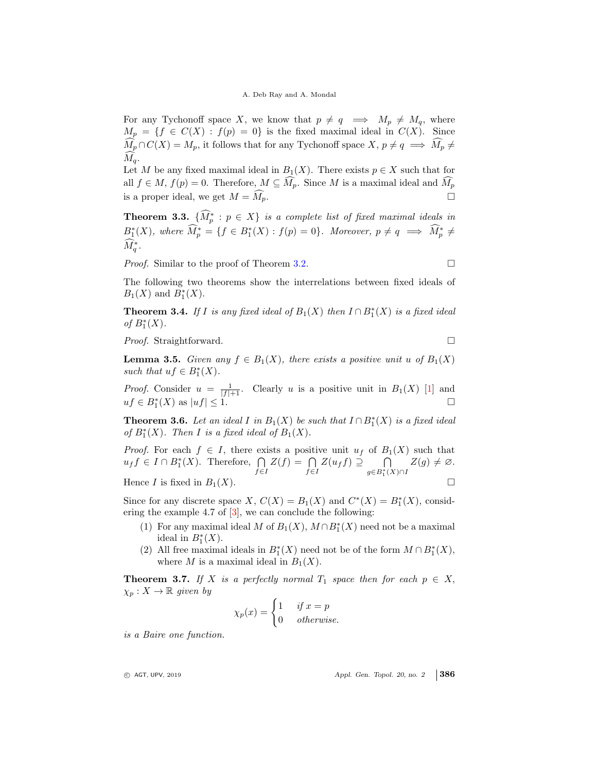For any Tychonoff space $X$, we know that $p \neq q \implies M_p \neq M_q$, where $M_p = \{f \in C(X) : f(p) = 0\}$ is the fixed maximal ideal in $C(X)$. Since $\widehat{M}_p \cap C(X) = M_p$, it follows that for any Tychonoff space $X$, $p \neq q \implies \widehat{M}_p \neq \widehat{M}_q$.

Let $M$ be any fixed maximal ideal in $B_1(X)$. There exists $p \in X$ such that for all $f \in M$, $f(p) = 0$. Therefore, $M \subseteq \widehat{M}_p$. Since $M$ is a maximal ideal and $\widehat{M}_p$ is a proper ideal, we get $M = \widehat{M}_p$. □

**Theorem 3.3.** *$\{\widehat{M}^*_p : p \in X\}$ is a complete list of fixed maximal ideals in $B^*_1(X)$, where $\widehat{M}^*_p = \{f \in B^*_1(X) : f(p) = 0\}$. Moreover, $p \neq q \implies \widehat{M}^*_p \neq \widehat{M}^*_q$.*

*Proof.* Similar to the proof of Theorem 3.2. □

The following two theorems show the interrelations between fixed ideals of $B_1(X)$ and $B^*_1(X)$.

**Theorem 3.4.** *If $I$ is any fixed ideal of $B_1(X)$ then $I \cap B^*_1(X)$ is a fixed ideal of $B^*_1(X)$.*

*Proof.* Straightforward. □

**Lemma 3.5.** *Given any $f \in B_1(X)$, there exists a positive unit $u$ of $B_1(X)$ such that $uf \in B^*_1(X)$.*

*Proof.* Consider $u = \frac{1}{|f|+1}$. Clearly $u$ is a positive unit in $B_1(X)$ [1] and $uf \in B^*_1(X)$ as $|uf| \leq 1$. □

**Theorem 3.6.** *Let an ideal $I$ in $B_1(X)$ be such that $I \cap B^*_1(X)$ is a fixed ideal of $B^*_1(X)$. Then $I$ is a fixed ideal of $B_1(X)$.*

*Proof.* For each $f \in I$, there exists a positive unit $u_f$ of $B_1(X)$ such that $u_f f \in I \cap B^*_1(X)$. Therefore, $\bigcap\limits_{f \in I} Z(f) = \bigcap\limits_{f \in I} Z(u_f f) \supseteq \bigcap\limits_{g \in B^*_1(X) \cap I} Z(g) \neq \varnothing$. Hence $I$ is fixed in $B_1(X)$. □

Since for any discrete space $X$, $C(X) = B_1(X)$ and $C^*(X) = B^*_1(X)$, considering the example 4.7 of [3], we can conclude the following:

1. For any maximal ideal $M$ of $B_1(X)$, $M \cap B^*_1(X)$ need not be a maximal ideal in $B^*_1(X)$.
2. All free maximal ideals in $B^*_1(X)$ need not be of the form $M \cap B^*_1(X)$, where $M$ is a maximal ideal in $B_1(X)$.

**Theorem 3.7.** *If $X$ is a perfectly normal $T_1$ space then for each $p \in X$, $\chi_p : X \to \mathbb{R}$ given by*

$$\chi_p(x) = \begin{cases} 1 & \text{if } x = p \\ 0 & \text{otherwise.} \end{cases}$$

*is a Baire one function.*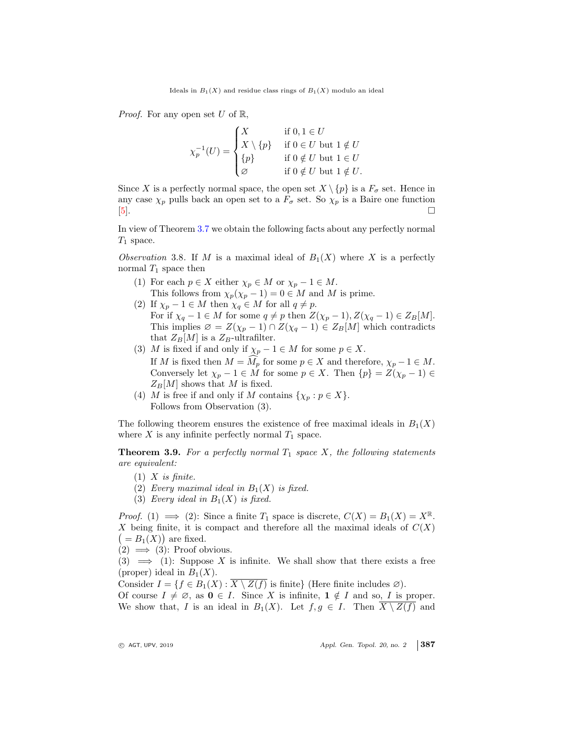*Proof.* For any open set $U$ of $\mathbb{R}$,

$$\chi_p^{-1}(U) = \begin{cases} X & \text{if } 0, 1 \in U \\ X \setminus \{p\} & \text{if } 0 \in U \text{ but } 1 \notin U \\ \{p\} & \text{if } 0 \notin U \text{ but } 1 \in U \\ \varnothing & \text{if } 0 \notin U \text{ but } 1 \notin U. \end{cases}$$

Since $X$ is a perfectly normal space, the open set $X \setminus \{p\}$ is a $F_\sigma$ set. Hence in any case $\chi_p$ pulls back an open set to a $F_\sigma$ set. So $\chi_p$ is a Baire one function [5]. $\square$

In view of Theorem 3.7 we obtain the following facts about any perfectly normal $T_1$ space.

*Observation* 3.8. If $M$ is a maximal ideal of $B_1(X)$ where $X$ is a perfectly normal $T_1$ space then

1. For each $p \in X$ either $\chi_p \in M$ or $\chi_p - 1 \in M$.
   This follows from $\chi_p(\chi_p - 1) = 0 \in M$ and $M$ is prime.
2. If $\chi_p - 1 \in M$ then $\chi_q \in M$ for all $q \neq p$.
   For if $\chi_q - 1 \in M$ for some $q \neq p$ then $Z(\chi_p - 1), Z(\chi_q - 1) \in Z_B[M]$. This implies $\varnothing = Z(\chi_p - 1) \cap Z(\chi_q - 1) \in Z_B[M]$ which contradicts that $Z_B[M]$ is a $Z_B$-ultrafilter.
3. $M$ is fixed if and only if $\chi_p - 1 \in M$ for some $p \in X$.
   If $M$ is fixed then $M = \widehat{M}_p$ for some $p \in X$ and therefore, $\chi_p - 1 \in M$. Conversely let $\chi_p - 1 \in M$ for some $p \in X$. Then $\{p\} = Z(\chi_p - 1) \in Z_B[M]$ shows that $M$ is fixed.
4. $M$ is free if and only if $M$ contains $\{\chi_p : p \in X\}$.
   Follows from Observation (3).

The following theorem ensures the existence of free maximal ideals in $B_1(X)$ where $X$ is any infinite perfectly normal $T_1$ space.

**Theorem 3.9.** *For a perfectly normal $T_1$ space $X$, the following statements are equivalent:*

1. *$X$ is finite.*
2. *Every maximal ideal in $B_1(X)$ is fixed.*
3. *Every ideal in $B_1(X)$ is fixed.*

*Proof.* (1) $\implies$ (2): Since a finite $T_1$ space is discrete, $C(X) = B_1(X) = X^{\mathbb{R}}$. $X$ being finite, it is compact and therefore all the maximal ideals of $C(X)$ $\big(= B_1(X)\big)$ are fixed.

(2) $\implies$ (3): Proof obvious.

(3) $\implies$ (1): Suppose $X$ is infinite. We shall show that there exists a free (proper) ideal in $B_1(X)$.

Consider $I = \{f \in B_1(X) : \overline{X \setminus Z(f)} \text{ is finite}\}$ (Here finite includes $\varnothing$).

Of course $I \neq \varnothing$, as $\mathbf{0} \in I$. Since $X$ is infinite, $\mathbf{1} \notin I$ and so, $I$ is proper. We show that, $I$ is an ideal in $B_1(X)$. Let $f, g \in I$. Then $\overline{X \setminus Z(f)}$ and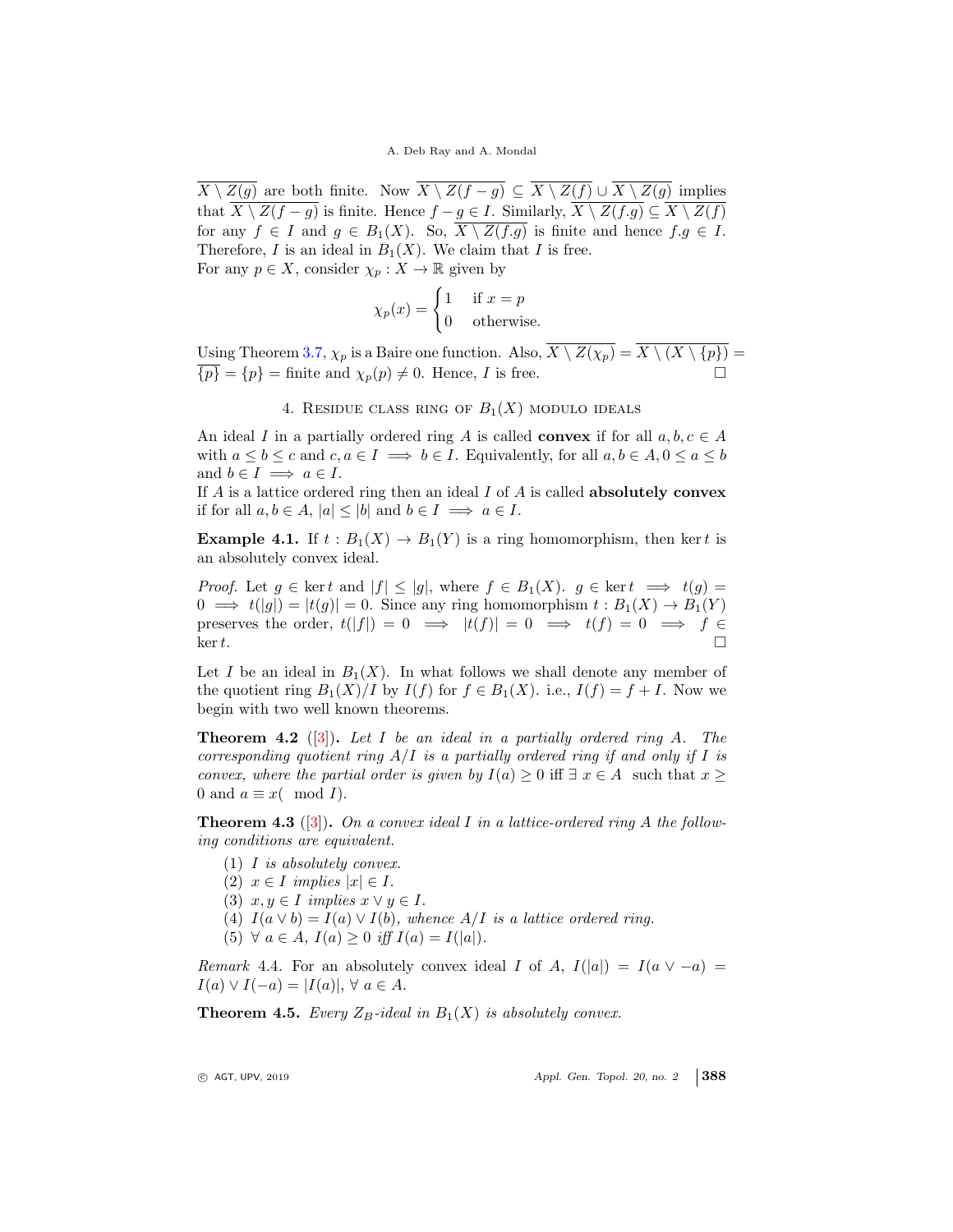$\overline{X \setminus Z(g)}$ are both finite. Now $\overline{X \setminus Z(f-g)} \subseteq \overline{X \setminus Z(f)} \cup \overline{X \setminus Z(g)}$ implies that $\overline{X \setminus Z(f-g)}$ is finite. Hence $f - g \in I$. Similarly, $\overline{X \setminus Z(f.g)} \subseteq \overline{X \setminus Z(f)}$ for any $f \in I$ and $g \in B_1(X)$. So, $\overline{X \setminus Z(f.g)}$ is finite and hence $f.g \in I$. Therefore, $I$ is an ideal in $B_1(X)$. We claim that $I$ is free.
For any $p \in X$, consider $\chi_p : X \to \mathbb{R}$ given by

$$\chi_p(x) = \begin{cases} 1 & \text{if } x = p \\ 0 & \text{otherwise.} \end{cases}$$

Using Theorem 3.7, $\chi_p$ is a Baire one function. Also, $\overline{X \setminus Z(\chi_p)} = \overline{X \setminus (X \setminus \{p\})} = \overline{\{p\}} = \{p\} =$ finite and $\chi_p(p) \neq 0$. Hence, $I$ is free. ☐

## 4. Residue class ring of $B_1(X)$ modulo ideals

An ideal $I$ in a partially ordered ring $A$ is called **convex** if for all $a, b, c \in A$ with $a \leq b \leq c$ and $c, a \in I \implies b \in I$. Equivalently, for all $a, b \in A, 0 \leq a \leq b$ and $b \in I \implies a \in I$.
If $A$ is a lattice ordered ring then an ideal $I$ of $A$ is called **absolutely convex** if for all $a, b \in A$, $|a| \leq |b|$ and $b \in I \implies a \in I$.

**Example 4.1.** If $t : B_1(X) \to B_1(Y)$ is a ring homomorphism, then $\ker t$ is an absolutely convex ideal.

*Proof.* Let $g \in \ker t$ and $|f| \leq |g|$, where $f \in B_1(X)$. $g \in \ker t \implies t(g) = 0 \implies t(|g|) = |t(g)| = 0$. Since any ring homomorphism $t : B_1(X) \to B_1(Y)$ preserves the order, $t(|f|) = 0 \implies |t(f)| = 0 \implies t(f) = 0 \implies f \in \ker t$. ☐

Let $I$ be an ideal in $B_1(X)$. In what follows we shall denote any member of the quotient ring $B_1(X)/I$ by $I(f)$ for $f \in B_1(X)$. i.e., $I(f) = f + I$. Now we begin with two well known theorems.

**Theorem 4.2** ([3])**.** *Let $I$ be an ideal in a partially ordered ring $A$. The corresponding quotient ring $A/I$ is a partially ordered ring if and only if $I$ is convex, where the partial order is given by $I(a) \geq 0$ iff $\exists\ x \in A$ such that $x \geq 0$ and $a \equiv x(\mod I)$.*

**Theorem 4.3** ([3])**.** *On a convex ideal $I$ in a lattice-ordered ring $A$ the following conditions are equivalent.*

1. *$I$ is absolutely convex.*
2. *$x \in I$ implies $|x| \in I$.*
3. *$x, y \in I$ implies $x \vee y \in I$.*
4. *$I(a \vee b) = I(a) \vee I(b)$, whence $A/I$ is a lattice ordered ring.*
5. *$\forall\ a \in A$, $I(a) \geq 0$ iff $I(a) = I(|a|)$.*

*Remark* 4.4. For an absolutely convex ideal $I$ of $A$, $I(|a|) = I(a \vee -a) = I(a) \vee I(-a) = |I(a)|$, $\forall\ a \in A$.

**Theorem 4.5.** *Every $Z_B$-ideal in $B_1(X)$ is absolutely convex.*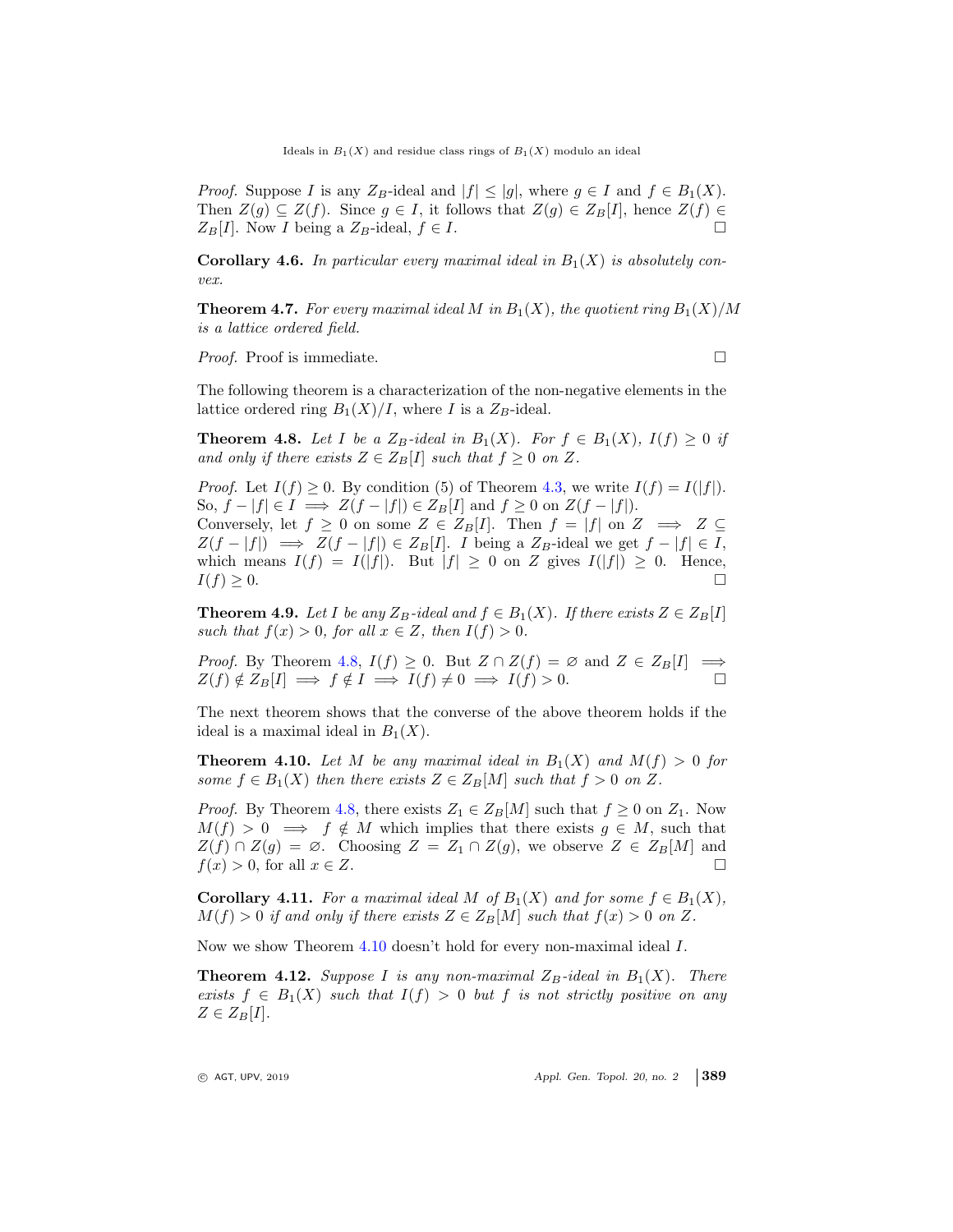*Proof.* Suppose $I$ is any $Z_B$-ideal and $|f| \leq |g|$, where $g \in I$ and $f \in B_1(X)$. Then $Z(g) \subseteq Z(f)$. Since $g \in I$, it follows that $Z(g) \in Z_B[I]$, hence $Z(f) \in Z_B[I]$. Now $I$ being a $Z_B$-ideal, $f \in I$. □

**Corollary 4.6.** *In particular every maximal ideal in $B_1(X)$ is absolutely convex.*

**Theorem 4.7.** *For every maximal ideal $M$ in $B_1(X)$, the quotient ring $B_1(X)/M$ is a lattice ordered field.*

*Proof.* Proof is immediate. □

The following theorem is a characterization of the non-negative elements in the lattice ordered ring $B_1(X)/I$, where $I$ is a $Z_B$-ideal.

**Theorem 4.8.** *Let $I$ be a $Z_B$-ideal in $B_1(X)$. For $f \in B_1(X)$, $I(f) \geq 0$ if and only if there exists $Z \in Z_B[I]$ such that $f \geq 0$ on $Z$.*

*Proof.* Let $I(f) \geq 0$. By condition (5) of Theorem 4.3, we write $I(f) = I(|f|)$. So, $f - |f| \in I \implies Z(f - |f|) \in Z_B[I]$ and $f \geq 0$ on $Z(f - |f|)$.
Conversely, let $f \geq 0$ on some $Z \in Z_B[I]$. Then $f = |f|$ on $Z \implies Z \subseteq Z(f - |f|) \implies Z(f - |f|) \in Z_B[I]$. $I$ being a $Z_B$-ideal we get $f - |f| \in I$, which means $I(f) = I(|f|)$. But $|f| \geq 0$ on $Z$ gives $I(|f|) \geq 0$. Hence, $I(f) \geq 0$. □

**Theorem 4.9.** *Let $I$ be any $Z_B$-ideal and $f \in B_1(X)$. If there exists $Z \in Z_B[I]$ such that $f(x) > 0$, for all $x \in Z$, then $I(f) > 0$.*

*Proof.* By Theorem 4.8, $I(f) \geq 0$. But $Z \cap Z(f) = \varnothing$ and $Z \in Z_B[I] \implies Z(f) \notin Z_B[I] \implies f \notin I \implies I(f) \neq 0 \implies I(f) > 0$. □

The next theorem shows that the converse of the above theorem holds if the ideal is a maximal ideal in $B_1(X)$.

**Theorem 4.10.** *Let $M$ be any maximal ideal in $B_1(X)$ and $M(f) > 0$ for some $f \in B_1(X)$ then there exists $Z \in Z_B[M]$ such that $f > 0$ on $Z$.*

*Proof.* By Theorem 4.8, there exists $Z_1 \in Z_B[M]$ such that $f \geq 0$ on $Z_1$. Now $M(f) > 0 \implies f \notin M$ which implies that there exists $g \in M$, such that $Z(f) \cap Z(g) = \varnothing$. Choosing $Z = Z_1 \cap Z(g)$, we observe $Z \in Z_B[M]$ and $f(x) > 0$, for all $x \in Z$. □

**Corollary 4.11.** *For a maximal ideal $M$ of $B_1(X)$ and for some $f \in B_1(X)$, $M(f) > 0$ if and only if there exists $Z \in Z_B[M]$ such that $f(x) > 0$ on $Z$.*

Now we show Theorem 4.10 doesn't hold for every non-maximal ideal $I$.

**Theorem 4.12.** *Suppose $I$ is any non-maximal $Z_B$-ideal in $B_1(X)$. There exists $f \in B_1(X)$ such that $I(f) > 0$ but $f$ is not strictly positive on any $Z \in Z_B[I]$.*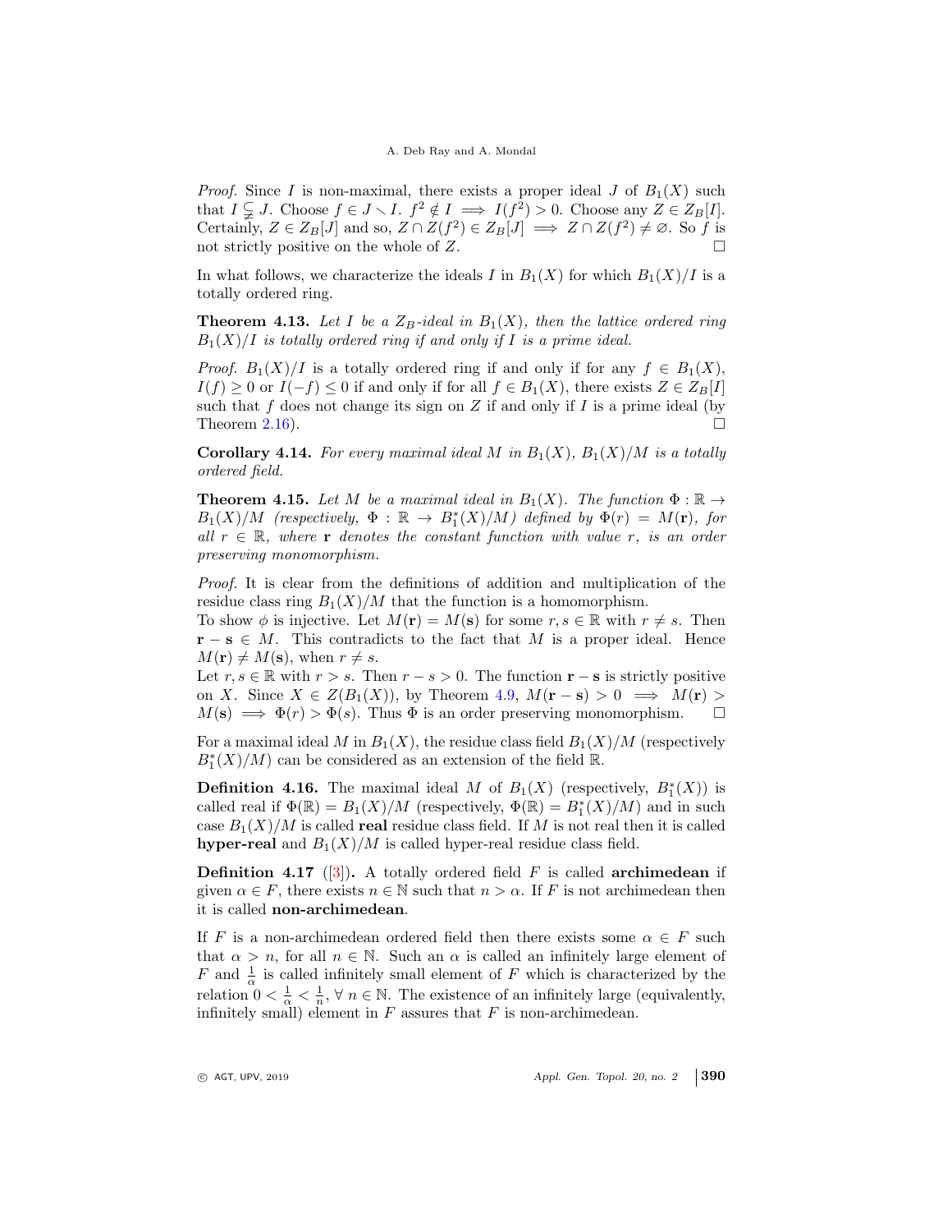*Proof.* Since $I$ is non-maximal, there exists a proper ideal $J$ of $B_1(X)$ such that $I \subsetneq J$. Choose $f \in J \setminus I$. $f^2 \notin I \implies I(f^2) > 0$. Choose any $Z \in Z_B[I]$. Certainly, $Z \in Z_B[J]$ and so, $Z \cap Z(f^2) \in Z_B[J] \implies Z \cap Z(f^2) \neq \varnothing$. So $f$ is not strictly positive on the whole of $Z$. $\square$

In what follows, we characterize the ideals $I$ in $B_1(X)$ for which $B_1(X)/I$ is a totally ordered ring.

**Theorem 4.13.** *Let $I$ be a $Z_B$-ideal in $B_1(X)$, then the lattice ordered ring $B_1(X)/I$ is totally ordered ring if and only if $I$ is a prime ideal.*

*Proof.* $B_1(X)/I$ is a totally ordered ring if and only if for any $f \in B_1(X)$, $I(f) \geq 0$ or $I(-f) \leq 0$ if and only if for all $f \in B_1(X)$, there exists $Z \in Z_B[I]$ such that $f$ does not change its sign on $Z$ if and only if $I$ is a prime ideal (by Theorem 2.16). $\square$

**Corollary 4.14.** *For every maximal ideal $M$ in $B_1(X)$, $B_1(X)/M$ is a totally ordered field.*

**Theorem 4.15.** *Let $M$ be a maximal ideal in $B_1(X)$. The function $\Phi : \mathbb{R} \to B_1(X)/M$ (respectively, $\Phi : \mathbb{R} \to B_1^*(X)/M$) defined by $\Phi(r) = M(\mathbf{r})$, for all $r \in \mathbb{R}$, where $\mathbf{r}$ denotes the constant function with value $r$, is an order preserving monomorphism.*

*Proof.* It is clear from the definitions of addition and multiplication of the residue class ring $B_1(X)/M$ that the function is a homomorphism.
To show $\phi$ is injective. Let $M(\mathbf{r}) = M(\mathbf{s})$ for some $r, s \in \mathbb{R}$ with $r \neq s$. Then $\mathbf{r} - \mathbf{s} \in M$. This contradicts to the fact that $M$ is a proper ideal. Hence $M(\mathbf{r}) \neq M(\mathbf{s})$, when $r \neq s$.
Let $r, s \in \mathbb{R}$ with $r > s$. Then $r - s > 0$. The function $\mathbf{r} - \mathbf{s}$ is strictly positive on $X$. Since $X \in Z(B_1(X))$, by Theorem 4.9, $M(\mathbf{r} - \mathbf{s}) > 0 \implies M(\mathbf{r}) > M(\mathbf{s}) \implies \Phi(r) > \Phi(s)$. Thus $\Phi$ is an order preserving monomorphism. $\square$

For a maximal ideal $M$ in $B_1(X)$, the residue class field $B_1(X)/M$ (respectively $B_1^*(X)/M$) can be considered as an extension of the field $\mathbb{R}$.

**Definition 4.16.** The maximal ideal $M$ of $B_1(X)$ (respectively, $B_1^*(X)$) is called real if $\Phi(\mathbb{R}) = B_1(X)/M$ (respectively, $\Phi(\mathbb{R}) = B_1^*(X)/M$) and in such case $B_1(X)/M$ is called **real** residue class field. If $M$ is not real then it is called **hyper-real** and $B_1(X)/M$ is called hyper-real residue class field.

**Definition 4.17** ([3]). A totally ordered field $F$ is called **archimedean** if given $\alpha \in F$, there exists $n \in \mathbb{N}$ such that $n > \alpha$. If $F$ is not archimedean then it is called **non-archimedean**.

If $F$ is a non-archimedean ordered field then there exists some $\alpha \in F$ such that $\alpha > n$, for all $n \in \mathbb{N}$. Such an $\alpha$ is called an infinitely large element of $F$ and $\frac{1}{\alpha}$ is called infinitely small element of $F$ which is characterized by the relation $0 < \frac{1}{\alpha} < \frac{1}{n}$, $\forall\, n \in \mathbb{N}$. The existence of an infinitely large (equivalently, infinitely small) element in $F$ assures that $F$ is non-archimedean.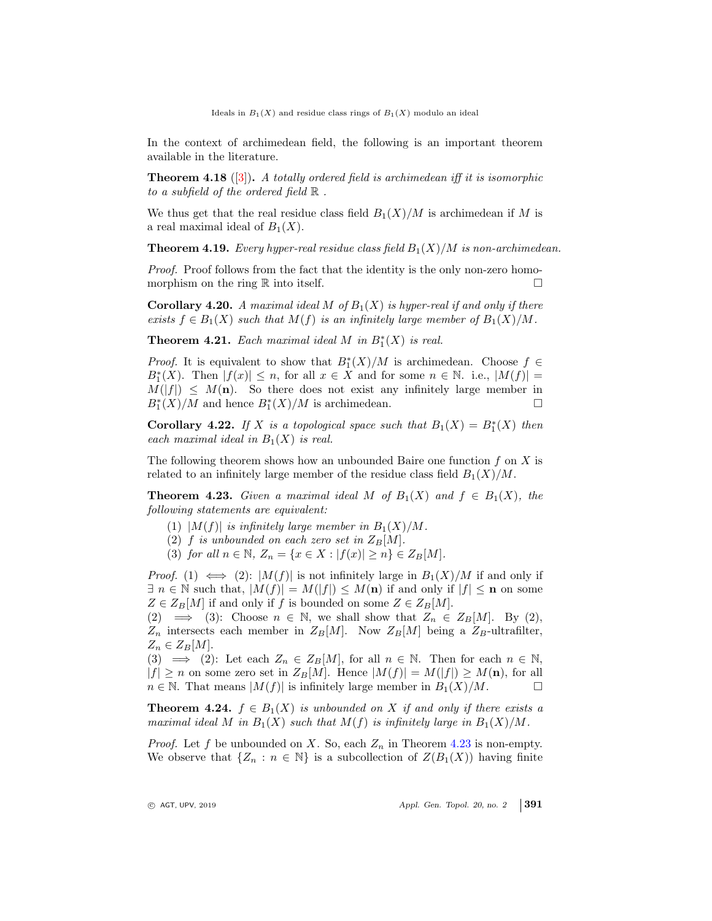In the context of archimedean field, the following is an important theorem available in the literature.

**Theorem 4.18** ([3]). *A totally ordered field is archimedean iff it is isomorphic to a subfield of the ordered field* $\mathbb{R}$ *.*

We thus get that the real residue class field $B_1(X)/M$ is archimedean if $M$ is a real maximal ideal of $B_1(X)$.

**Theorem 4.19.** *Every hyper-real residue class field* $B_1(X)/M$ *is non-archimedean.*

*Proof.* Proof follows from the fact that the identity is the only non-zero homomorphism on the ring $\mathbb{R}$ into itself. □

**Corollary 4.20.** *A maximal ideal* $M$ *of* $B_1(X)$ *is hyper-real if and only if there exists* $f \in B_1(X)$ *such that* $M(f)$ *is an infinitely large member of* $B_1(X)/M$*.*

**Theorem 4.21.** *Each maximal ideal* $M$ *in* $B_1^*(X)$ *is real.*

*Proof.* It is equivalent to show that $B_1^*(X)/M$ is archimedean. Choose $f \in B_1^*(X)$. Then $|f(x)| \leq n$, for all $x \in X$ and for some $n \in \mathbb{N}$. i.e., $|M(f)| = M(|f|) \leq M(\mathbf{n})$. So there does not exist any infinitely large member in $B_1^*(X)/M$ and hence $B_1^*(X)/M$ is archimedean. □

**Corollary 4.22.** *If* $X$ *is a topological space such that* $B_1(X) = B_1^*(X)$ *then each maximal ideal in* $B_1(X)$ *is real.*

The following theorem shows how an unbounded Baire one function $f$ on $X$ is related to an infinitely large member of the residue class field $B_1(X)/M$.

**Theorem 4.23.** *Given a maximal ideal* $M$ *of* $B_1(X)$ *and* $f \in B_1(X)$*, the following statements are equivalent:*

(1) $|M(f)|$ *is infinitely large member in* $B_1(X)/M$*.*
(2) $f$ *is unbounded on each zero set in* $Z_B[M]$*.*
(3) *for all* $n \in \mathbb{N}$, $Z_n = \{x \in X : |f(x)| \geq n\} \in Z_B[M]$*.*

*Proof.* (1) $\iff$ (2): $|M(f)|$ is not infinitely large in $B_1(X)/M$ if and only if $\exists\ n \in \mathbb{N}$ such that, $|M(f)| = M(|f|) \leq M(\mathbf{n})$ if and only if $|f| \leq \mathbf{n}$ on some $Z \in Z_B[M]$ if and only if $f$ is bounded on some $Z \in Z_B[M]$.
(2) $\implies$ (3): Choose $n \in \mathbb{N}$, we shall show that $Z_n \in Z_B[M]$. By (2), $Z_n$ intersects each member in $Z_B[M]$. Now $Z_B[M]$ being a $Z_B$-ultrafilter, $Z_n \in Z_B[M]$.
(3) $\implies$ (2): Let each $Z_n \in Z_B[M]$, for all $n \in \mathbb{N}$. Then for each $n \in \mathbb{N}$, $|f| \geq n$ on some zero set in $Z_B[M]$. Hence $|M(f)| = M(|f|) \geq M(\mathbf{n})$, for all $n \in \mathbb{N}$. That means $|M(f)|$ is infinitely large member in $B_1(X)/M$. □

**Theorem 4.24.** $f \in B_1(X)$ *is unbounded on* $X$ *if and only if there exists a maximal ideal* $M$ *in* $B_1(X)$ *such that* $M(f)$ *is infinitely large in* $B_1(X)/M$*.*

*Proof.* Let $f$ be unbounded on $X$. So, each $Z_n$ in Theorem 4.23 is non-empty. We observe that $\{Z_n : n \in \mathbb{N}\}$ is a subcollection of $Z(B_1(X))$ having finite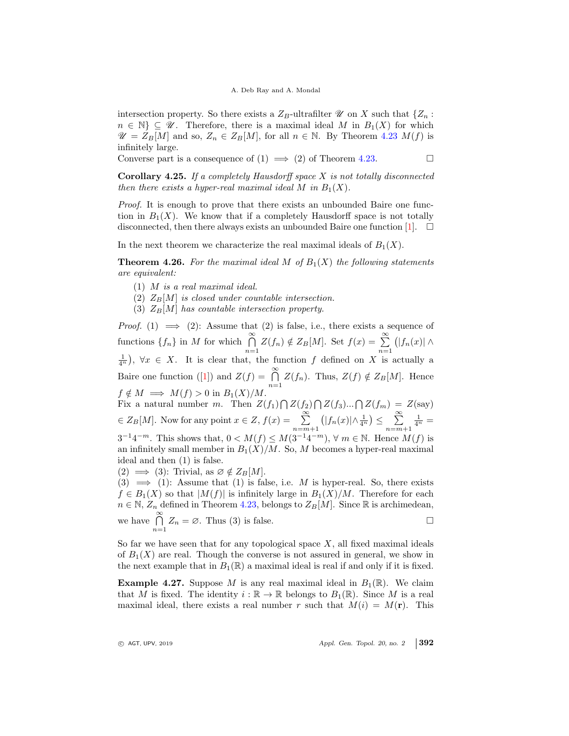intersection property. So there exists a $Z_B$-ultrafilter $\mathscr{U}$ on $X$ such that $\{Z_n : n \in \mathbb{N}\} \subseteq \mathscr{U}$. Therefore, there is a maximal ideal $M$ in $B_1(X)$ for which $\mathscr{U} = Z_B[M]$ and so, $Z_n \in Z_B[M]$, for all $n \in \mathbb{N}$. By Theorem 4.23 $M(f)$ is infinitely large.

Converse part is a consequence of (1) $\implies$ (2) of Theorem 4.23. □

**Corollary 4.25.** *If a completely Hausdorff space $X$ is not totally disconnected then there exists a hyper-real maximal ideal $M$ in $B_1(X)$.*

*Proof.* It is enough to prove that there exists an unbounded Baire one function in $B_1(X)$. We know that if a completely Hausdorff space is not totally disconnected, then there always exists an unbounded Baire one function [1]. □

In the next theorem we characterize the real maximal ideals of $B_1(X)$.

**Theorem 4.26.** *For the maximal ideal $M$ of $B_1(X)$ the following statements are equivalent:*

1. *$M$ is a real maximal ideal.*
2. *$Z_B[M]$ is closed under countable intersection.*
3. *$Z_B[M]$ has countable intersection property.*

*Proof.* (1) $\implies$ (2): Assume that (2) is false, i.e., there exists a sequence of functions $\{f_n\}$ in $M$ for which $\bigcap\limits_{n=1}^{\infty} Z(f_n) \notin Z_B[M]$. Set $f(x) = \sum\limits_{n=1}^{\infty} \left(|f_n(x)| \wedge \frac{1}{4^n}\right)$, $\forall x \in X$. It is clear that, the function $f$ defined on $X$ is actually a Baire one function ([1]) and $Z(f) = \bigcap\limits_{n=1}^{\infty} Z(f_n)$. Thus, $Z(f) \notin Z_B[M]$. Hence $f \notin M \implies M(f) > 0$ in $B_1(X)/M$.

Fix a natural number $m$. Then $Z(f_1) \bigcap Z(f_2) \bigcap Z(f_3) ... \bigcap Z(f_m) = Z(\text{say}) \in Z_B[M]$. Now for any point $x \in Z$, $f(x) = \sum\limits_{n=m+1}^{\infty} \left(|f_n(x)| \wedge \frac{1}{4^n}\right) \leq \sum\limits_{n=m+1}^{\infty} \frac{1}{4^n} = 3^{-1}4^{-m}$. This shows that, $0 < M(f) \leq M(3^{-1}4^{-m})$, $\forall\, m \in \mathbb{N}$. Hence $M(f)$ is an infinitely small member in $B_1(X)/M$. So, $M$ becomes a hyper-real maximal ideal and then (1) is false.

(2) $\implies$ (3): Trivial, as $\varnothing \notin Z_B[M]$.

(3) $\implies$ (1): Assume that (1) is false, i.e. $M$ is hyper-real. So, there exists $f \in B_1(X)$ so that $|M(f)|$ is infinitely large in $B_1(X)/M$. Therefore for each $n \in \mathbb{N}$, $Z_n$ defined in Theorem 4.23, belongs to $Z_B[M]$. Since $\mathbb{R}$ is archimedean, we have $\bigcap\limits_{n=1}^{\infty} Z_n = \varnothing$. Thus (3) is false. □

So far we have seen that for any topological space $X$, all fixed maximal ideals of $B_1(X)$ are real. Though the converse is not assured in general, we show in the next example that in $B_1(\mathbb{R})$ a maximal ideal is real if and only if it is fixed.

**Example 4.27.** Suppose $M$ is any real maximal ideal in $B_1(\mathbb{R})$. We claim that $M$ is fixed. The identity $i : \mathbb{R} \to \mathbb{R}$ belongs to $B_1(\mathbb{R})$. Since $M$ is a real maximal ideal, there exists a real number $r$ such that $M(i) = M(\mathbf{r})$. This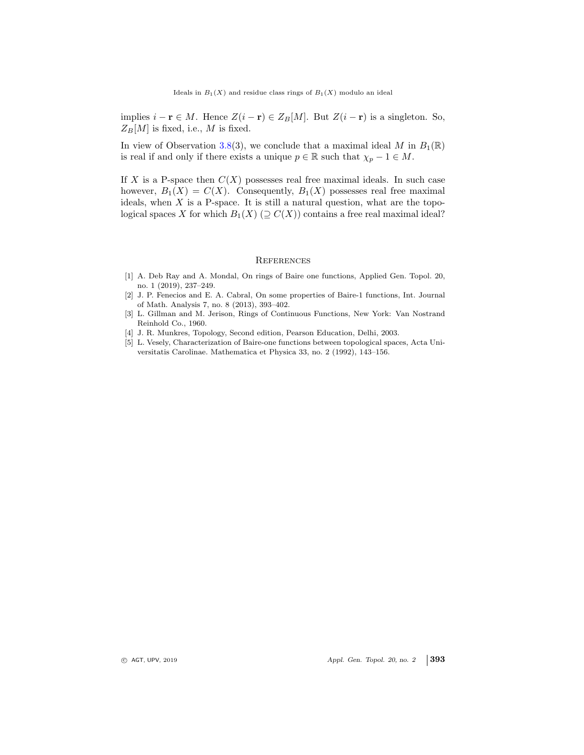implies $i - \mathbf{r} \in M$. Hence $Z(i - \mathbf{r}) \in Z_B[M]$. But $Z(i - \mathbf{r})$ is a singleton. So, $Z_B[M]$ is fixed, i.e., $M$ is fixed.

In view of Observation 3.8(3), we conclude that a maximal ideal $M$ in $B_1(\mathbb{R})$ is real if and only if there exists a unique $p \in \mathbb{R}$ such that $\chi_p - 1 \in M$.

If $X$ is a P-space then $C(X)$ possesses real free maximal ideals. In such case however, $B_1(X) = C(X)$. Consequently, $B_1(X)$ possesses real free maximal ideals, when $X$ is a P-space. It is still a natural question, what are the topological spaces $X$ for which $B_1(X)$ ($\supseteq C(X)$) contains a free real maximal ideal?

## References

[1] A. Deb Ray and A. Mondal, On rings of Baire one functions, Applied Gen. Topol. 20, no. 1 (2019), 237–249.

[2] J. P. Fenecios and E. A. Cabral, On some properties of Baire-1 functions, Int. Journal of Math. Analysis 7, no. 8 (2013), 393–402.

[3] L. Gillman and M. Jerison, Rings of Continuous Functions, New York: Van Nostrand Reinhold Co., 1960.

[4] J. R. Munkres, Topology, Second edition, Pearson Education, Delhi, 2003.

[5] L. Vesely, Characterization of Baire-one functions between topological spaces, Acta Universitatis Carolinae. Mathematica et Physica 33, no. 2 (1992), 143–156.